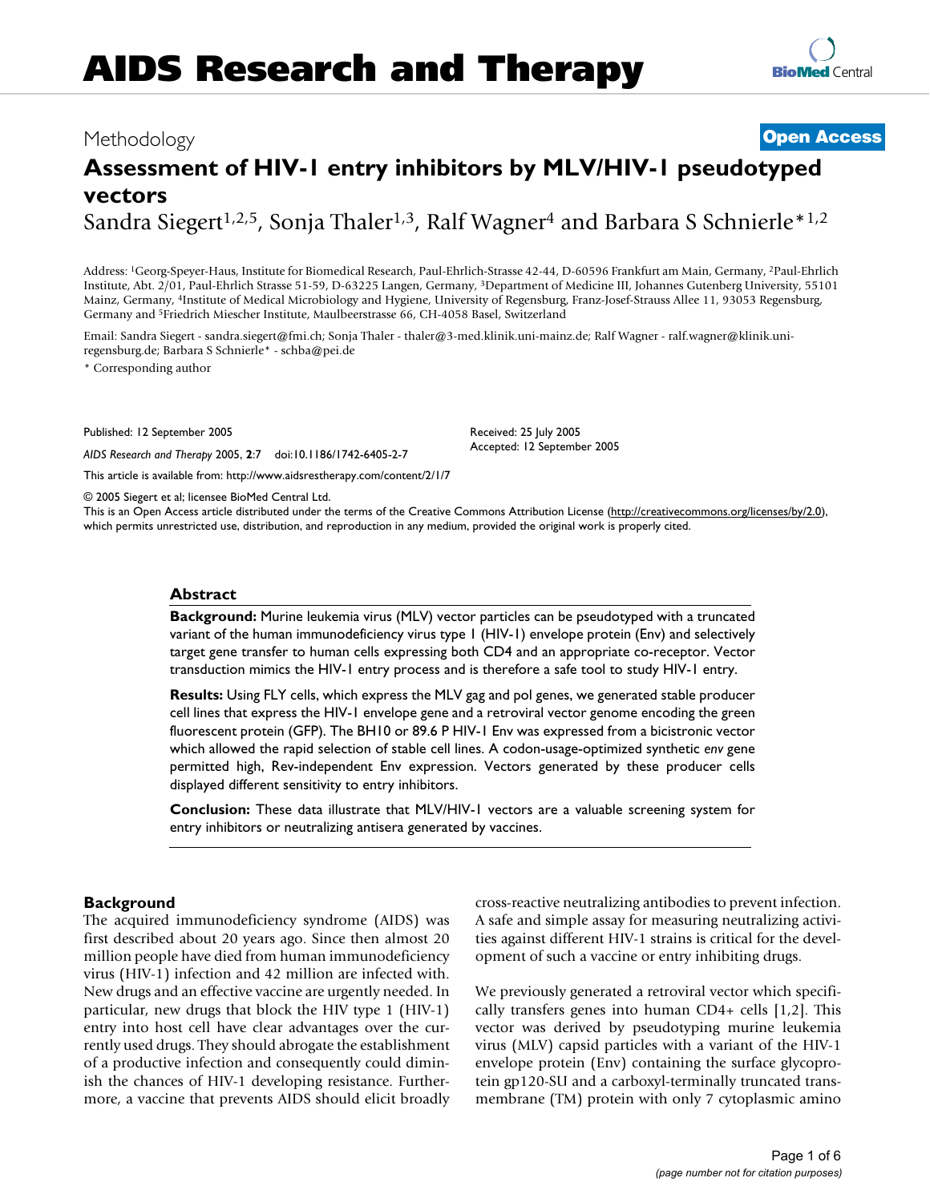Methodology

**Open Access**

# Assessment of HIV-1 entry inhibitors by MLV/HIV-1 pseudotyped vectors

Sandra Siegert[1,2,5], Sonja Thaler[1,3], Ralf Wagner[4] and Barbara S Schnierle*[1,2]

Address: [1]Georg-Speyer-Haus, Institute for Biomedical Research, Paul-Ehrlich-Strasse 42-44, D-60596 Frankfurt am Main, Germany, [2]Paul-Ehrlich Institute, Abt. 2/01, Paul-Ehrlich Strasse 51-59, D-63225 Langen, Germany, [3]Department of Medicine III, Johannes Gutenberg University, 55101 Mainz, Germany, [4]Institute of Medical Microbiology and Hygiene, University of Regensburg, Franz-Josef-Strauss Allee 11, 93053 Regensburg, Germany and [5]Friedrich Miescher Institute, Maulbeerstrasse 66, CH-4058 Basel, Switzerland

Email: Sandra Siegert - sandra.siegert@fmi.ch; Sonja Thaler - thaler@3-med.klinik.uni-mainz.de; Ralf Wagner - ralf.wagner@klinik.uni-regensburg.de; Barbara S Schnierle* - schba@pei.de

\* Corresponding author

Published: 12 September 2005

*AIDS Research and Therapy* 2005, **2**:7 doi:10.1186/1742-6405-2-7

Received: 25 July 2005

Accepted: 12 September 2005

This article is available from: http://www.aidsrestherapy.com/content/2/1/7

© 2005 Siegert et al; licensee BioMed Central Ltd.

This is an Open Access article distributed under the terms of the Creative Commons Attribution License (http://creativecommons.org/licenses/by/2.0), which permits unrestricted use, distribution, and reproduction in any medium, provided the original work is properly cited.

## Abstract

**Background:** Murine leukemia virus (MLV) vector particles can be pseudotyped with a truncated variant of the human immunodeficiency virus type 1 (HIV-1) envelope protein (Env) and selectively target gene transfer to human cells expressing both CD4 and an appropriate co-receptor. Vector transduction mimics the HIV-1 entry process and is therefore a safe tool to study HIV-1 entry.

**Results:** Using FLY cells, which express the MLV gag and pol genes, we generated stable producer cell lines that express the HIV-1 envelope gene and a retroviral vector genome encoding the green fluorescent protein (GFP). The BH10 or 89.6 P HIV-1 Env was expressed from a bicistronic vector which allowed the rapid selection of stable cell lines. A codon-usage-optimized synthetic *env* gene permitted high, Rev-independent Env expression. Vectors generated by these producer cells displayed different sensitivity to entry inhibitors.

**Conclusion:** These data illustrate that MLV/HIV-1 vectors are a valuable screening system for entry inhibitors or neutralizing antisera generated by vaccines.

## Background

The acquired immunodeficiency syndrome (AIDS) was first described about 20 years ago. Since then almost 20 million people have died from human immunodeficiency virus (HIV-1) infection and 42 million are infected with. New drugs and an effective vaccine are urgently needed. In particular, new drugs that block the HIV type 1 (HIV-1) entry into host cell have clear advantages over the currently used drugs. They should abrogate the establishment of a productive infection and consequently could diminish the chances of HIV-1 developing resistance. Furthermore, a vaccine that prevents AIDS should elicit broadly cross-reactive neutralizing antibodies to prevent infection. A safe and simple assay for measuring neutralizing activities against different HIV-1 strains is critical for the development of such a vaccine or entry inhibiting drugs.

We previously generated a retroviral vector which specifically transfers genes into human CD4+ cells [1,2]. This vector was derived by pseudotyping murine leukemia virus (MLV) capsid particles with a variant of the HIV-1 envelope protein (Env) containing the surface glycoprotein gp120-SU and a carboxyl-terminally truncated transmembrane (TM) protein with only 7 cytoplasmic amino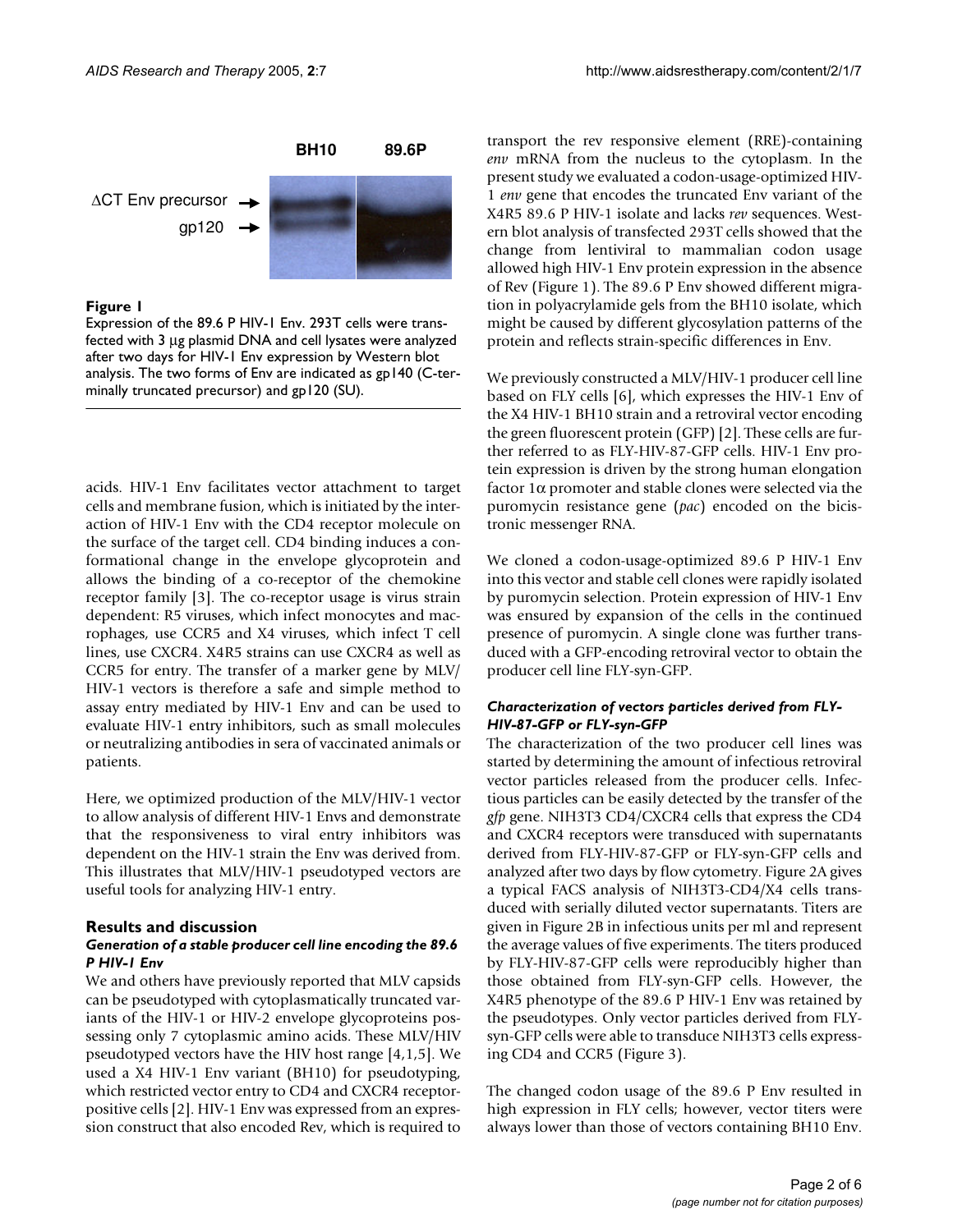**Figure 1**

Expression of the 89.6 P HIV-1 Env. 293T cells were transfected with 3 μg plasmid DNA and cell lysates were analyzed after two days for HIV-1 Env expression by Western blot analysis. The two forms of Env are indicated as gp140 (C-terminally truncated precursor) and gp120 (SU).

acids. HIV-1 Env facilitates vector attachment to target cells and membrane fusion, which is initiated by the interaction of HIV-1 Env with the CD4 receptor molecule on the surface of the target cell. CD4 binding induces a conformational change in the envelope glycoprotein and allows the binding of a co-receptor of the chemokine receptor family [3]. The co-receptor usage is virus strain dependent: R5 viruses, which infect monocytes and macrophages, use CCR5 and X4 viruses, which infect T cell lines, use CXCR4. X4R5 strains can use CXCR4 as well as CCR5 for entry. The transfer of a marker gene by MLV/HIV-1 vectors is therefore a safe and simple method to assay entry mediated by HIV-1 Env and can be used to evaluate HIV-1 entry inhibitors, such as small molecules or neutralizing antibodies in sera of vaccinated animals or patients.

Here, we optimized production of the MLV/HIV-1 vector to allow analysis of different HIV-1 Envs and demonstrate that the responsiveness to viral entry inhibitors was dependent on the HIV-1 strain the Env was derived from. This illustrates that MLV/HIV-1 pseudotyped vectors are useful tools for analyzing HIV-1 entry.

## Results and discussion

### *Generation of a stable producer cell line encoding the 89.6 P HIV-1 Env*

We and others have previously reported that MLV capsids can be pseudotyped with cytoplasmatically truncated variants of the HIV-1 or HIV-2 envelope glycoproteins possessing only 7 cytoplasmic amino acids. These MLV/HIV pseudotyped vectors have the HIV host range [4,1,5]. We used a X4 HIV-1 Env variant (BH10) for pseudotyping, which restricted vector entry to CD4 and CXCR4 receptor-positive cells [2]. HIV-1 Env was expressed from an expression construct that also encoded Rev, which is required to transport the rev responsive element (RRE)-containing *env* mRNA from the nucleus to the cytoplasm. In the present study we evaluated a codon-usage-optimized HIV-1 *env* gene that encodes the truncated Env variant of the X4R5 89.6 P HIV-1 isolate and lacks *rev* sequences. Western blot analysis of transfected 293T cells showed that the change from lentiviral to mammalian codon usage allowed high HIV-1 Env protein expression in the absence of Rev (Figure 1). The 89.6 P Env showed different migration in polyacrylamide gels from the BH10 isolate, which might be caused by different glycosylation patterns of the protein and reflects strain-specific differences in Env.

We previously constructed a MLV/HIV-1 producer cell line based on FLY cells [6], which expresses the HIV-1 Env of the X4 HIV-1 BH10 strain and a retroviral vector encoding the green fluorescent protein (GFP) [2]. These cells are further referred to as FLY-HIV-87-GFP cells. HIV-1 Env protein expression is driven by the strong human elongation factor 1α promoter and stable clones were selected via the puromycin resistance gene (*pac*) encoded on the bicistronic messenger RNA.

We cloned a codon-usage-optimized 89.6 P HIV-1 Env into this vector and stable cell clones were rapidly isolated by puromycin selection. Protein expression of HIV-1 Env was ensured by expansion of the cells in the continued presence of puromycin. A single clone was further transduced with a GFP-encoding retroviral vector to obtain the producer cell line FLY-syn-GFP.

### *Characterization of vectors particles derived from FLY-HIV-87-GFP or FLY-syn-GFP*

The characterization of the two producer cell lines was started by determining the amount of infectious retroviral vector particles released from the producer cells. Infectious particles can be easily detected by the transfer of the *gfp* gene. NIH3T3 CD4/CXCR4 cells that express the CD4 and CXCR4 receptors were transduced with supernatants derived from FLY-HIV-87-GFP or FLY-syn-GFP cells and analyzed after two days by flow cytometry. Figure 2A gives a typical FACS analysis of NIH3T3-CD4/X4 cells transduced with serially diluted vector supernatants. Titers are given in Figure 2B in infectious units per ml and represent the average values of five experiments. The titers produced by FLY-HIV-87-GFP cells were reproducibly higher than those obtained from FLY-syn-GFP cells. However, the X4R5 phenotype of the 89.6 P HIV-1 Env was retained by the pseudotypes. Only vector particles derived from FLY-syn-GFP cells were able to transduce NIH3T3 cells expressing CD4 and CCR5 (Figure 3).

The changed codon usage of the 89.6 P Env resulted in high expression in FLY cells; however, vector titers were always lower than those of vectors containing BH10 Env.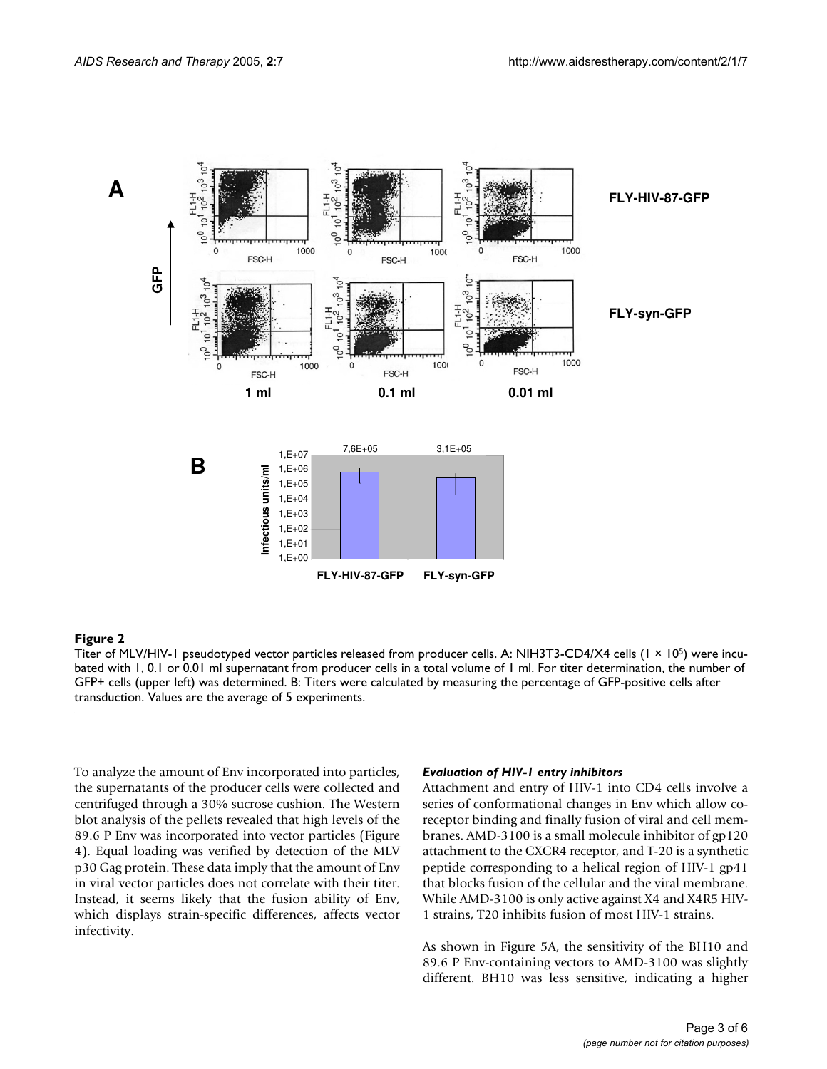**Figure 2**

Titer of MLV/HIV-1 pseudotyped vector particles released from producer cells. A: NIH3T3-CD4/X4 cells ($1 \times 10^5$) were incubated with 1, 0.1 or 0.01 ml supernatant from producer cells in a total volume of 1 ml. For titer determination, the number of GFP+ cells (upper left) was determined. B: Titers were calculated by measuring the percentage of GFP-positive cells after transduction. Values are the average of 5 experiments.

To analyze the amount of Env incorporated into particles, the supernatants of the producer cells were collected and centrifuged through a 30% sucrose cushion. The Western blot analysis of the pellets revealed that high levels of the 89.6 P Env was incorporated into vector particles (Figure 4). Equal loading was verified by detection of the MLV p30 Gag protein. These data imply that the amount of Env in viral vector particles does not correlate with their titer. Instead, it seems likely that the fusion ability of Env, which displays strain-specific differences, affects vector infectivity.

### *Evaluation of HIV-1 entry inhibitors*

Attachment and entry of HIV-1 into CD4 cells involve a series of conformational changes in Env which allow co-receptor binding and finally fusion of viral and cell membranes. AMD-3100 is a small molecule inhibitor of gp120 attachment to the CXCR4 receptor, and T-20 is a synthetic peptide corresponding to a helical region of HIV-1 gp41 that blocks fusion of the cellular and the viral membrane. While AMD-3100 is only active against X4 and X4R5 HIV-1 strains, T20 inhibits fusion of most HIV-1 strains.

As shown in Figure 5A, the sensitivity of the BH10 and 89.6 P Env-containing vectors to AMD-3100 was slightly different. BH10 was less sensitive, indicating a higher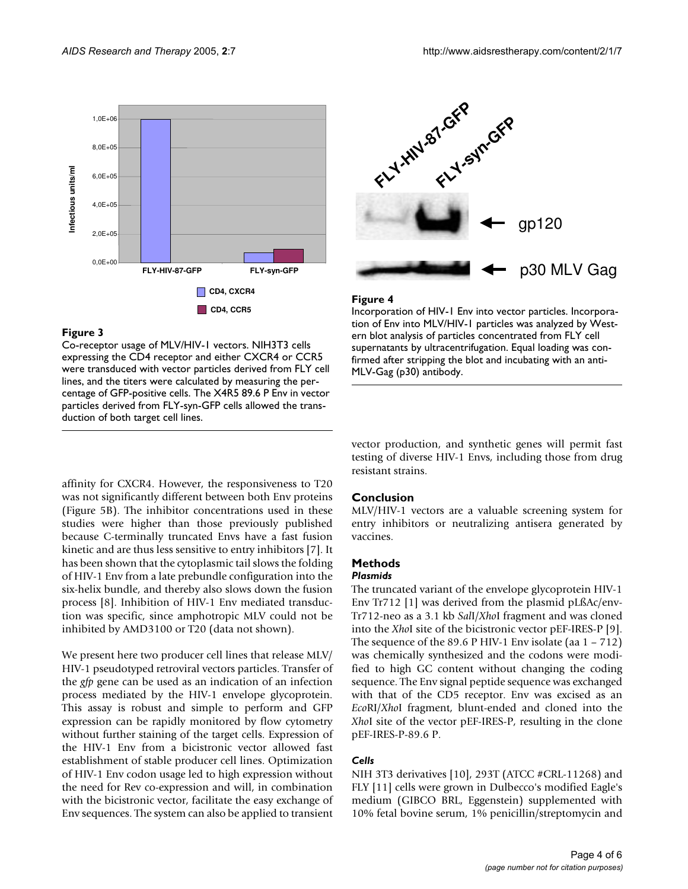**Figure 3**

Co-receptor usage of MLV/HIV-1 vectors. NIH3T3 cells expressing the CD4 receptor and either CXCR4 or CCR5 were transduced with vector particles derived from FLY cell lines, and the titers were calculated by measuring the percentage of GFP-positive cells. The X4R5 89.6 P Env in vector particles derived from FLY-syn-GFP cells allowed the transduction of both target cell lines.

**Figure 4**

Incorporation of HIV-1 Env into vector particles. Incorporation of Env into MLV/HIV-1 particles was analyzed by Western blot analysis of particles concentrated from FLY cell supernatants by ultracentrifugation. Equal loading was confirmed after stripping the blot and incubating with an anti-MLV-Gag (p30) antibody.

affinity for CXCR4. However, the responsiveness to T20 was not significantly different between both Env proteins (Figure 5B). The inhibitor concentrations used in these studies were higher than those previously published because C-terminally truncated Envs have a fast fusion kinetic and are thus less sensitive to entry inhibitors [7]. It has been shown that the cytoplasmic tail slows the folding of HIV-1 Env from a late prebundle configuration into the six-helix bundle, and thereby also slows down the fusion process [8]. Inhibition of HIV-1 Env mediated transduction was specific, since amphotropic MLV could not be inhibited by AMD3100 or T20 (data not shown).

We present here two producer cell lines that release MLV/HIV-1 pseudotyped retroviral vectors particles. Transfer of the *gfp* gene can be used as an indication of an infection process mediated by the HIV-1 envelope glycoprotein. This assay is robust and simple to perform and GFP expression can be rapidly monitored by flow cytometry without further staining of the target cells. Expression of the HIV-1 Env from a bicistronic vector allowed fast establishment of stable producer cell lines. Optimization of HIV-1 Env codon usage led to high expression without the need for Rev co-expression and will, in combination with the bicistronic vector, facilitate the easy exchange of Env sequences. The system can also be applied to transient vector production, and synthetic genes will permit fast testing of diverse HIV-1 Envs, including those from drug resistant strains.

## Conclusion

MLV/HIV-1 vectors are a valuable screening system for entry inhibitors or neutralizing antisera generated by vaccines.

## Methods

### *Plasmids*

The truncated variant of the envelope glycoprotein HIV-1 Env Tr712 [1] was derived from the plasmid pLßAc/env-Tr712-neo as a 3.1 kb *Sal*I/*Xho*I fragment and was cloned into the *Xho*I site of the bicistronic vector pEF-IRES-P [9]. The sequence of the 89.6 P HIV-1 Env isolate (aa 1 – 712) was chemically synthesized and the codons were modified to high GC content without changing the coding sequence. The Env signal peptide sequence was exchanged with that of the CD5 receptor. Env was excised as an *Eco*RI/*Xho*I fragment, blunt-ended and cloned into the *Xho*I site of the vector pEF-IRES-P, resulting in the clone pEF-IRES-P-89.6 P.

### *Cells*

NIH 3T3 derivatives [10], 293T (ATCC #CRL-11268) and FLY [11] cells were grown in Dulbecco's modified Eagle's medium (GIBCO BRL, Eggenstein) supplemented with 10% fetal bovine serum, 1% penicillin/streptomycin and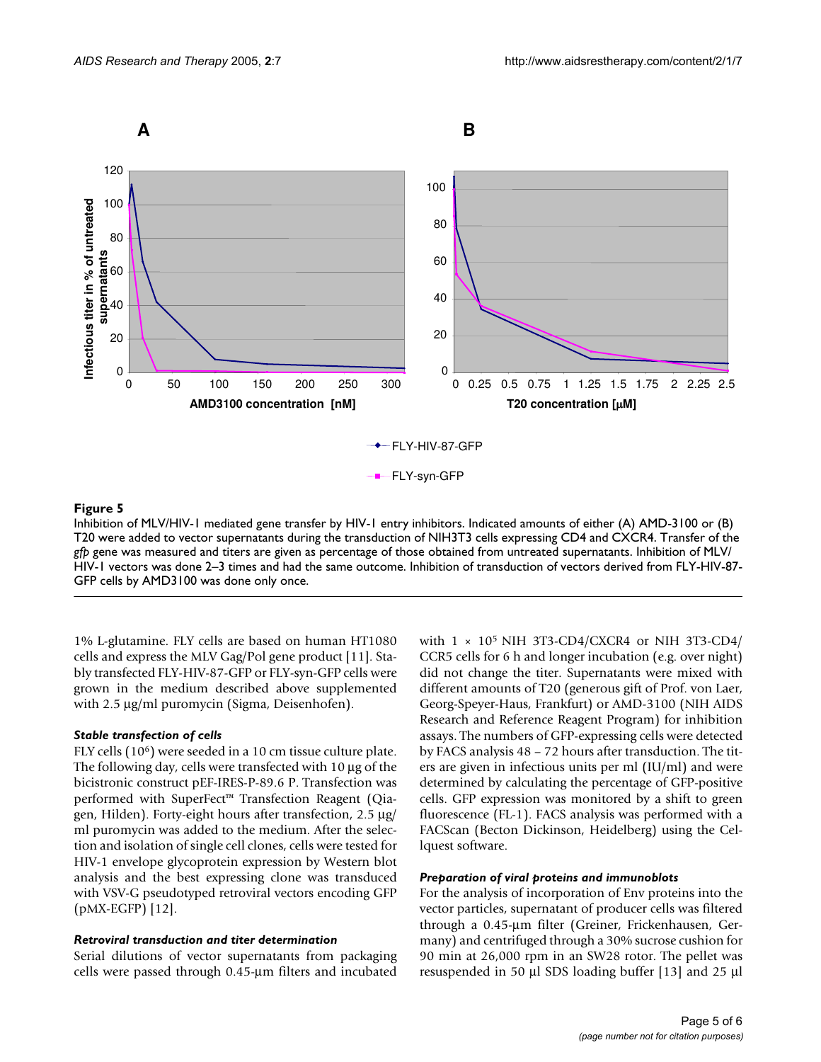**Figure 5**

Inhibition of MLV/HIV-1 mediated gene transfer by HIV-1 entry inhibitors. Indicated amounts of either (A) AMD-3100 or (B) T20 were added to vector supernatants during the transduction of NIH3T3 cells expressing CD4 and CXCR4. Transfer of the *gfp* gene was measured and titers are given as percentage of those obtained from untreated supernatants. Inhibition of MLV/HIV-1 vectors was done 2–3 times and had the same outcome. Inhibition of transduction of vectors derived from FLY-HIV-87-GFP cells by AMD3100 was done only once.

1% L-glutamine. FLY cells are based on human HT1080 cells and express the MLV Gag/Pol gene product [11]. Stably transfected FLY-HIV-87-GFP or FLY-syn-GFP cells were grown in the medium described above supplemented with 2.5 µg/ml puromycin (Sigma, Deisenhofen).

### *Stable transfection of cells*

FLY cells ($10^6$) were seeded in a 10 cm tissue culture plate. The following day, cells were transfected with 10 µg of the bicistronic construct pEF-IRES-P-89.6 P. Transfection was performed with SuperFect™ Transfection Reagent (Qiagen, Hilden). Forty-eight hours after transfection, 2.5 µg/ml puromycin was added to the medium. After the selection and isolation of single cell clones, cells were tested for HIV-1 envelope glycoprotein expression by Western blot analysis and the best expressing clone was transduced with VSV-G pseudotyped retroviral vectors encoding GFP (pMX-EGFP) [12].

### *Retroviral transduction and titer determination*

Serial dilutions of vector supernatants from packaging cells were passed through 0.45-µm filters and incubated with $1 \times 10^5$ NIH 3T3-CD4/CXCR4 or NIH 3T3-CD4/CCR5 cells for 6 h and longer incubation (e.g. over night) did not change the titer. Supernatants were mixed with different amounts of T20 (generous gift of Prof. von Laer, Georg-Speyer-Haus, Frankfurt) or AMD-3100 (NIH AIDS Research and Reference Reagent Program) for inhibition assays. The numbers of GFP-expressing cells were detected by FACS analysis 48 – 72 hours after transduction. The titers are given in infectious units per ml (IU/ml) and were determined by calculating the percentage of GFP-positive cells. GFP expression was monitored by a shift to green fluorescence (FL-1). FACS analysis was performed with a FACScan (Becton Dickinson, Heidelberg) using the Cellquest software.

### *Preparation of viral proteins and immunoblots*

For the analysis of incorporation of Env proteins into the vector particles, supernatant of producer cells was filtered through a 0.45-µm filter (Greiner, Frickenhausen, Germany) and centrifuged through a 30% sucrose cushion for 90 min at 26,000 rpm in an SW28 rotor. The pellet was resuspended in 50 µl SDS loading buffer [13] and 25 µl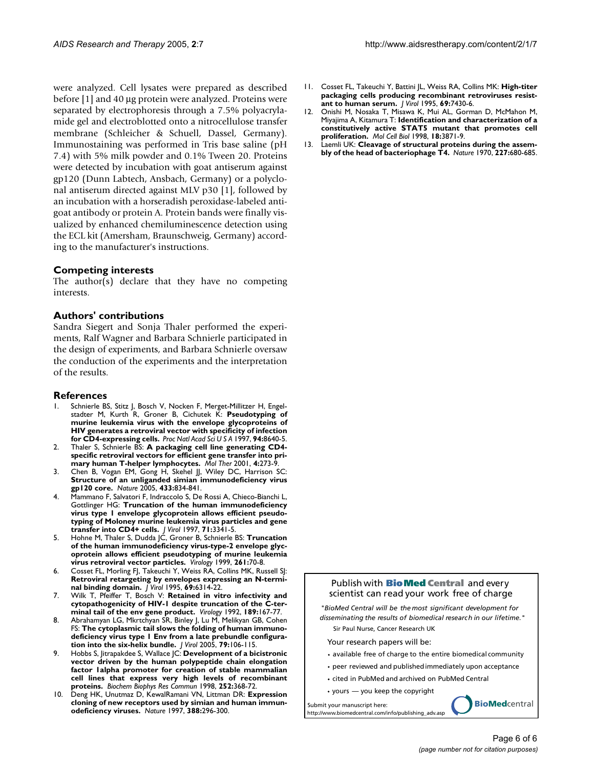were analyzed. Cell lysates were prepared as described before [1] and 40 µg protein were analyzed. Proteins were separated by electrophoresis through a 7.5% polyacrylamide gel and electroblotted onto a nitrocellulose transfer membrane (Schleicher & Schuell, Dassel, Germany). Immunostaining was performed in Tris base saline (pH 7.4) with 5% milk powder and 0.1% Tween 20. Proteins were detected by incubation with goat antiserum against gp120 (Dunn Labtech, Ansbach, Germany) or a polyclonal antiserum directed against MLV p30 [1], followed by an incubation with a horseradish peroxidase-labeled anti-goat antibody or protein A. Protein bands were finally visualized by enhanced chemiluminescence detection using the ECL kit (Amersham, Braunschweig, Germany) according to the manufacturer's instructions.

## Competing interests

The author(s) declare that they have no competing interests.

## Authors' contributions

Sandra Siegert and Sonja Thaler performed the experiments, Ralf Wagner and Barbara Schnierle participated in the design of experiments, and Barbara Schnierle oversaw the conduction of the experiments and the interpretation of the results.

## References

1. Schnierle BS, Stitz J, Bosch V, Nocken F, Merget-Millitzer H, Engelstadter M, Kurth R, Groner B, Cichutek K: **Pseudotyping of murine leukemia virus with the envelope glycoproteins of HIV generates a retroviral vector with specificity of infection for CD4-expressing cells.** *Proc Natl Acad Sci U S A* 1997, **94:**8640-5.
2. Thaler S, Schnierle BS: **A packaging cell line generating CD4-specific retroviral vectors for efficient gene transfer into primary human T-helper lymphocytes.** *Mol Ther* 2001, **4:**273-9.
3. Chen B, Vogan EM, Gong H, Skehel JJ, Wiley DC, Harrison SC: **Structure of an unliganded simian immunodeficiency virus gp120 core.** *Nature* 2005, **433:**834-841.
4. Mammano F, Salvatori F, Indraccolo S, De Rossi A, Chieco-Bianchi L, Gottlinger HG: **Truncation of the human immunodeficiency virus type 1 envelope glycoprotein allows efficient pseudotyping of Moloney murine leukemia virus particles and gene transfer into CD4+ cells.** *J Virol* 1997, **71:**3341-5.
5. Hohne M, Thaler S, Dudda JC, Groner B, Schnierle BS: **Truncation of the human immunodeficiency virus-type-2 envelope glycoprotein allows efficient pseudotyping of murine leukemia virus retroviral vector particles.** *Virology* 1999, **261:**70-8.
6. Cosset FL, Morling FJ, Takeuchi Y, Weiss RA, Collins MK, Russell SJ: **Retroviral retargeting by envelopes expressing an N-terminal binding domain.** *J Virol* 1995, **69:**6314-22.
7. Wilk T, Pfeiffer T, Bosch V: **Retained in vitro infectivity and cytopathogenicity of HIV-1 despite truncation of the C-terminal tail of the env gene product.** *Virology* 1992, **189:**167-77.
8. Abrahamyan LG, Mkrtchyan SR, Binley J, Lu M, Melikyan GB, Cohen FS: **The cytoplasmic tail slows the folding of human immunodeficiency virus type 1 Env from a late prebundle configuration into the six-helix bundle.** *J Virol* 2005, **79:**106-115.
9. Hobbs S, Jitrapakdee S, Wallace JC: **Development of a bicistronic vector driven by the human polypeptide chain elongation factor 1alpha promoter for creation of stable mammalian cell lines that express very high levels of recombinant proteins.** *Biochem Biophys Res Commun* 1998, **252:**368-72.
10. Deng HK, Unutmaz D, KewalRamani VN, Littman DR: **Expression cloning of new receptors used by simian and human immunodeficiency viruses.** *Nature* 1997, **388:**296-300.
11. Cosset FL, Takeuchi Y, Battini JL, Weiss RA, Collins MK: **High-titer packaging cells producing recombinant retroviruses resistant to human serum.** *J Virol* 1995, **69:**7430-6.
12. Onishi M, Nosaka T, Misawa K, Mui AL, Gorman D, McMahon M, Miyajima A, Kitamura T: **Identification and characterization of a constitutively active STAT5 mutant that promotes cell proliferation.** *Mol Cell Biol* 1998, **18:**3871-9.
13. Laemli UK: **Cleavage of structural proteins during the assembly of the head of bacteriophage T4.** *Nature* 1970, **227:**680-685.

Publish with **BioMed Central** and every scientist can read your work free of charge

*"BioMed Central will be the most significant development for disseminating the results of biomedical research in our lifetime."*

Sir Paul Nurse, Cancer Research UK

Your research papers will be:

- available free of charge to the entire biomedical community
- peer reviewed and published immediately upon acceptance
- cited in PubMed and archived on PubMed Central
- yours — you keep the copyright

Submit your manuscript here:
http://www.biomedcentral.com/info/publishing_adv.asp

**BioMed**central